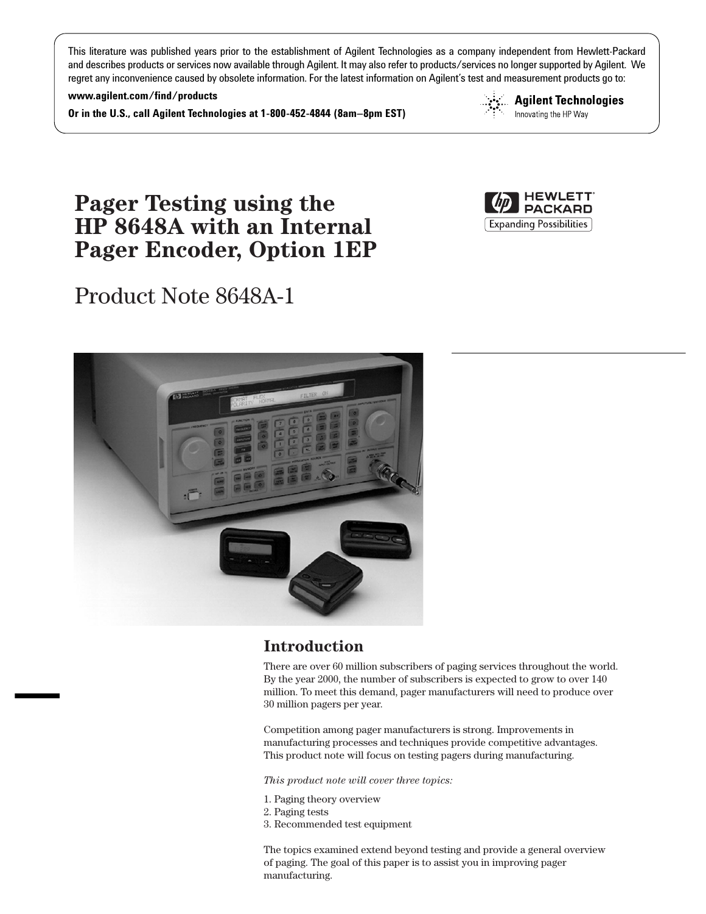This literature was published years prior to the establishment of Agilent Technologies as a company independent from Hewlett-Packard and describes products or services now available through Agilent. It may also refer to products/services no longer supported by Agilent. We regret any inconvenience caused by obsolete information. For the latest information on Agilent's test and measurement products go to:

**www.agilent.com/find/products**

**Or in the U.S., call Agilent Technologies at 1-800-452-4844 (8am–8pm EST)**

Agilent Technologies
Innovating the HP Way

# Pager Testing using the HP 8648A with an Internal Pager Encoder, Option 1EP

Product Note 8648A-1

HEWLETT PACKARD
Expanding Possibilities

## Introduction

There are over 60 million subscribers of paging services throughout the world. By the year 2000, the number of subscribers is expected to grow to over 140 million. To meet this demand, pager manufacturers will need to produce over 30 million pagers per year.

Competition among pager manufacturers is strong. Improvements in manufacturing processes and techniques provide competitive advantages. This product note will focus on testing pagers during manufacturing.

*This product note will cover three topics:*

1. Paging theory overview
2. Paging tests
3. Recommended test equipment

The topics examined extend beyond testing and provide a general overview of paging. The goal of this paper is to assist you in improving pager manufacturing.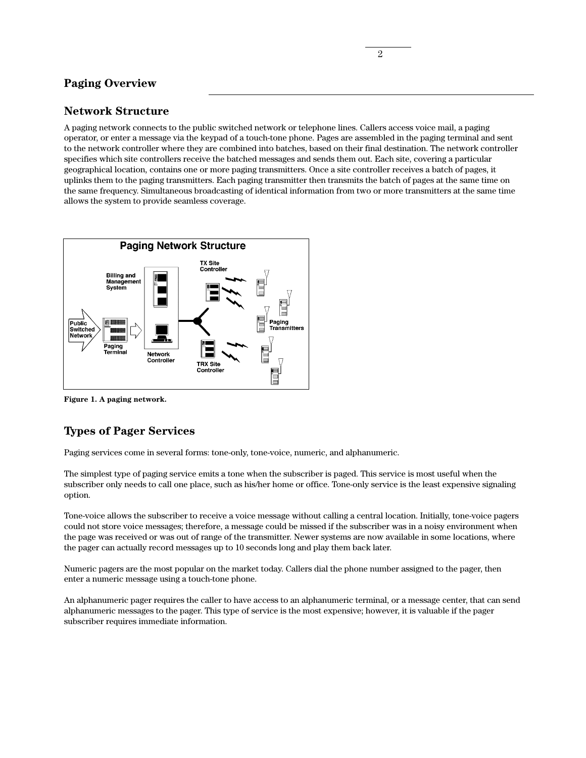## Paging Overview

### Network Structure

A paging network connects to the public switched network or telephone lines. Callers access voice mail, a paging operator, or enter a message via the keypad of a touch-tone phone. Pages are assembled in the paging terminal and sent to the network controller where they are combined into batches, based on their final destination. The network controller specifies which site controllers receive the batched messages and sends them out. Each site, covering a particular geographical location, contains one or more paging transmitters. Once a site controller receives a batch of pages, it uplinks them to the paging transmitters. Each paging transmitter then transmits the batch of pages at the same time on the same frequency. Simultaneous broadcasting of identical information from two or more transmitters at the same time allows the system to provide seamless coverage.

**Figure 1. A paging network.**

### Types of Pager Services

Paging services come in several forms: tone-only, tone-voice, numeric, and alphanumeric.

The simplest type of paging service emits a tone when the subscriber is paged. This service is most useful when the subscriber only needs to call one place, such as his/her home or office. Tone-only service is the least expensive signaling option.

Tone-voice allows the subscriber to receive a voice message without calling a central location. Initially, tone-voice pagers could not store voice messages; therefore, a message could be missed if the subscriber was in a noisy environment when the page was received or was out of range of the transmitter. Newer systems are now available in some locations, where the pager can actually record messages up to 10 seconds long and play them back later.

Numeric pagers are the most popular on the market today. Callers dial the phone number assigned to the pager, then enter a numeric message using a touch-tone phone.

An alphanumeric pager requires the caller to have access to an alphanumeric terminal, or a message center, that can send alphanumeric messages to the pager. This type of service is the most expensive; however, it is valuable if the pager subscriber requires immediate information.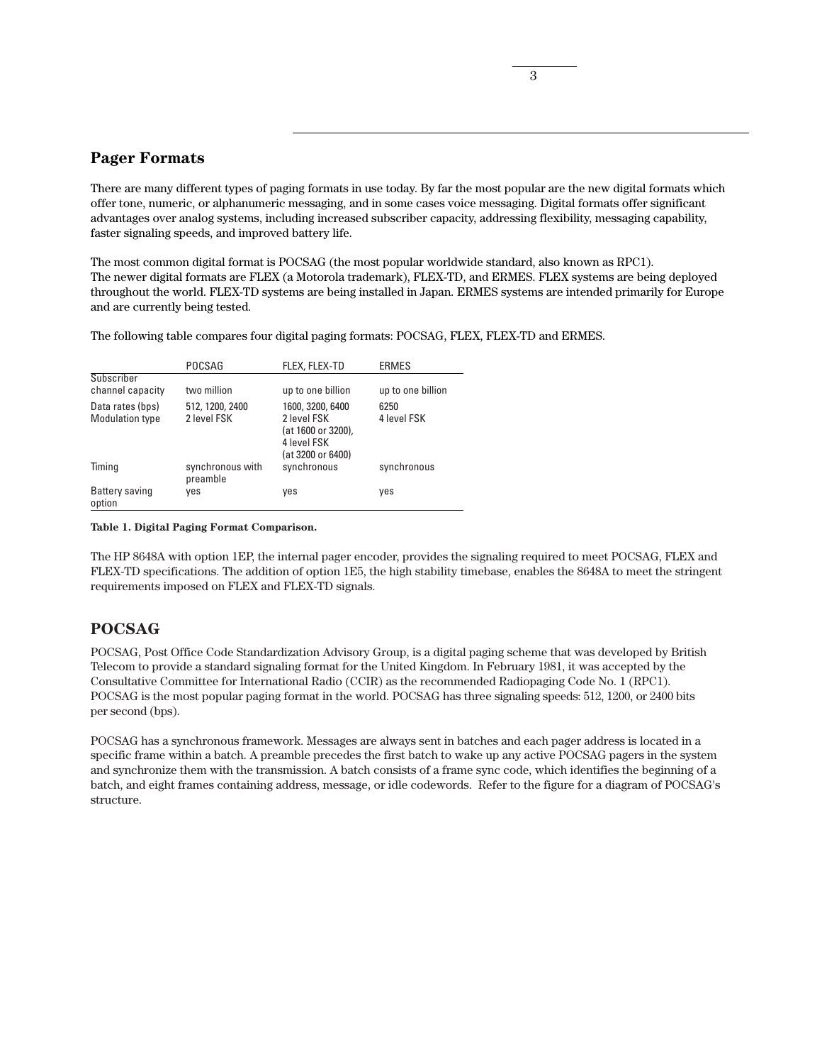## Pager Formats

There are many different types of paging formats in use today. By far the most popular are the new digital formats which offer tone, numeric, or alphanumeric messaging, and in some cases voice messaging. Digital formats offer significant advantages over analog systems, including increased subscriber capacity, addressing flexibility, messaging capability, faster signaling speeds, and improved battery life.

The most common digital format is POCSAG (the most popular worldwide standard, also known as RPC1).
The newer digital formats are FLEX (a Motorola trademark), FLEX-TD, and ERMES. FLEX systems are being deployed throughout the world. FLEX-TD systems are being installed in Japan. ERMES systems are intended primarily for Europe and are currently being tested.

The following table compares four digital paging formats: POCSAG, FLEX, FLEX-TD and ERMES.

| | POCSAG | FLEX, FLEX-TD | ERMES |
|---|---|---|---|
| Subscriber channel capacity | two million | up to one billion | up to one billion |
| Data rates (bps) | 512, 1200, 2400 | 1600, 3200, 6400 | 6250 |
| Modulation type | 2 level FSK | 2 level FSK (at 1600 or 3200), 4 level FSK (at 3200 or 6400) | 4 level FSK |
| Timing | synchronous with preamble | synchronous | synchronous |
| Battery saving option | yes | yes | yes |

**Table 1. Digital Paging Format Comparison.**

The HP 8648A with option 1EP, the internal pager encoder, provides the signaling required to meet POCSAG, FLEX and FLEX-TD specifications. The addition of option 1E5, the high stability timebase, enables the 8648A to meet the stringent requirements imposed on FLEX and FLEX-TD signals.

## POCSAG

POCSAG, Post Office Code Standardization Advisory Group, is a digital paging scheme that was developed by British Telecom to provide a standard signaling format for the United Kingdom. In February 1981, it was accepted by the Consultative Committee for International Radio (CCIR) as the recommended Radiopaging Code No. 1 (RPC1). POCSAG is the most popular paging format in the world. POCSAG has three signaling speeds: 512, 1200, or 2400 bits per second (bps).

POCSAG has a synchronous framework. Messages are always sent in batches and each pager address is located in a specific frame within a batch. A preamble precedes the first batch to wake up any active POCSAG pagers in the system and synchronize them with the transmission. A batch consists of a frame sync code, which identifies the beginning of a batch, and eight frames containing address, message, or idle codewords. Refer to the figure for a diagram of POCSAG's structure.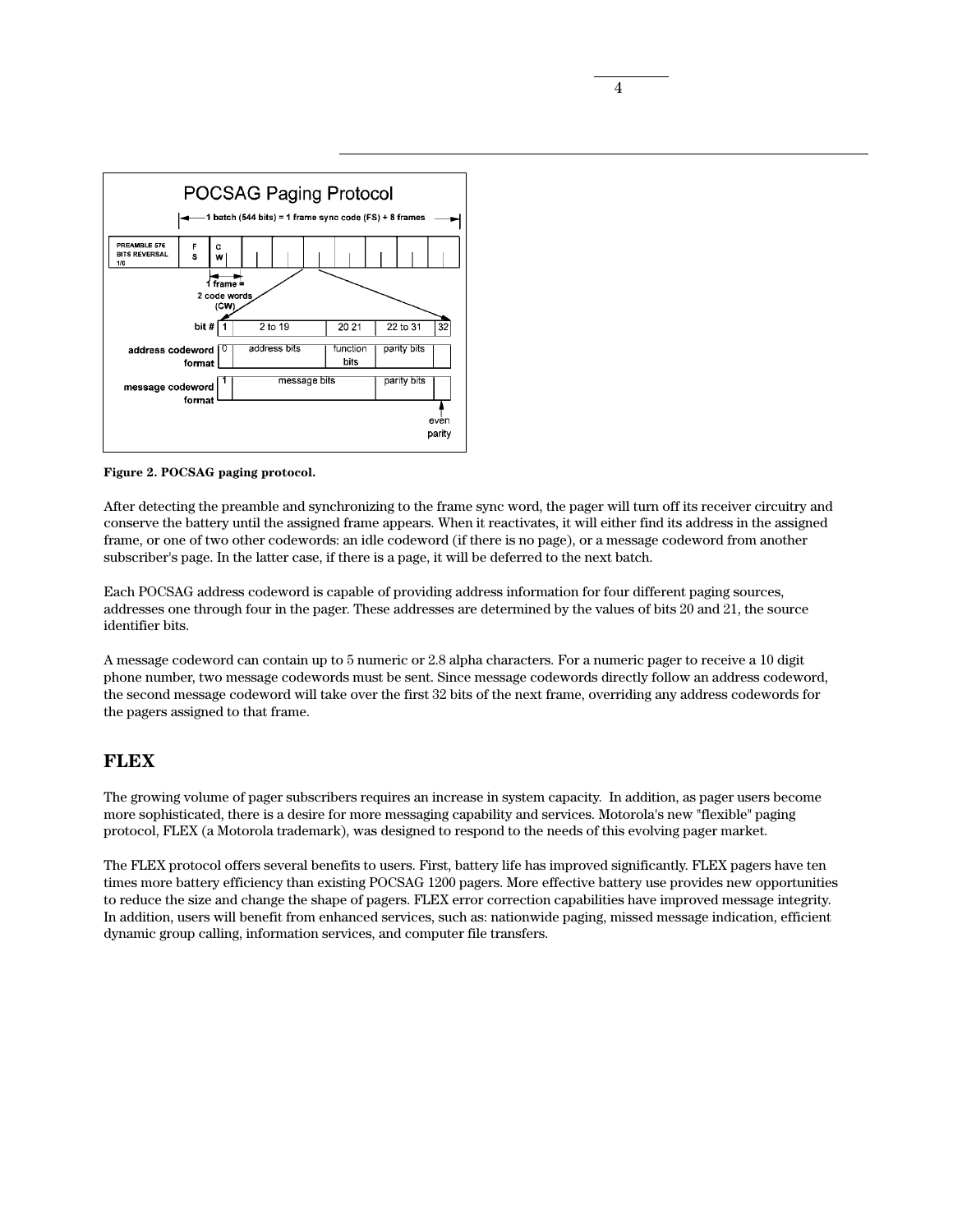**Figure 2. POCSAG paging protocol.**

After detecting the preamble and synchronizing to the frame sync word, the pager will turn off its receiver circuitry and conserve the battery until the assigned frame appears. When it reactivates, it will either find its address in the assigned frame, or one of two other codewords: an idle codeword (if there is no page), or a message codeword from another subscriber's page. In the latter case, if there is a page, it will be deferred to the next batch.

Each POCSAG address codeword is capable of providing address information for four different paging sources, addresses one through four in the pager. These addresses are determined by the values of bits 20 and 21, the source identifier bits.

A message codeword can contain up to 5 numeric or 2.8 alpha characters. For a numeric pager to receive a 10 digit phone number, two message codewords must be sent. Since message codewords directly follow an address codeword, the second message codeword will take over the first 32 bits of the next frame, overriding any address codewords for the pagers assigned to that frame.

## FLEX

The growing volume of pager subscribers requires an increase in system capacity. In addition, as pager users become more sophisticated, there is a desire for more messaging capability and services. Motorola's new "flexible" paging protocol, FLEX (a Motorola trademark), was designed to respond to the needs of this evolving pager market.

The FLEX protocol offers several benefits to users. First, battery life has improved significantly. FLEX pagers have ten times more battery efficiency than existing POCSAG 1200 pagers. More effective battery use provides new opportunities to reduce the size and change the shape of pagers. FLEX error correction capabilities have improved message integrity. In addition, users will benefit from enhanced services, such as: nationwide paging, missed message indication, efficient dynamic group calling, information services, and computer file transfers.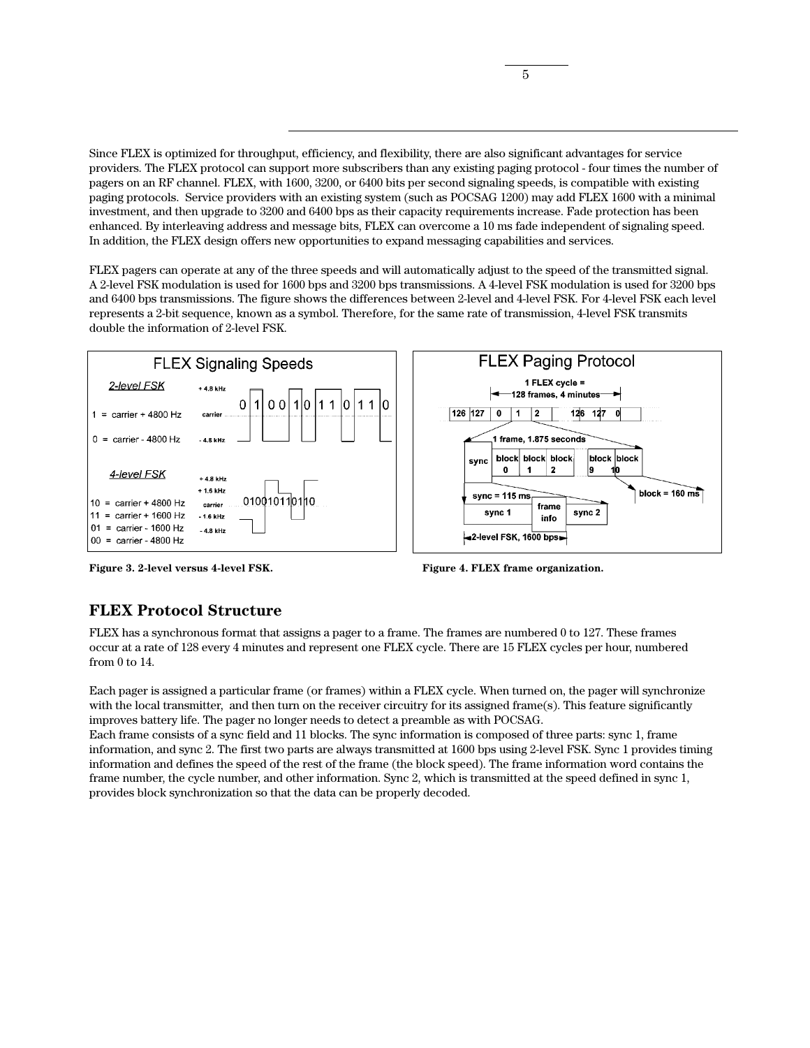Since FLEX is optimized for throughput, efficiency, and flexibility, there are also significant advantages for service providers. The FLEX protocol can support more subscribers than any existing paging protocol - four times the number of pagers on an RF channel. FLEX, with 1600, 3200, or 6400 bits per second signaling speeds, is compatible with existing paging protocols. Service providers with an existing system (such as POCSAG 1200) may add FLEX 1600 with a minimal investment, and then upgrade to 3200 and 6400 bps as their capacity requirements increase. Fade protection has been enhanced. By interleaving address and message bits, FLEX can overcome a 10 ms fade independent of signaling speed. In addition, the FLEX design offers new opportunities to expand messaging capabilities and services.

FLEX pagers can operate at any of the three speeds and will automatically adjust to the speed of the transmitted signal. A 2-level FSK modulation is used for 1600 bps and 3200 bps transmissions. A 4-level FSK modulation is used for 3200 bps and 6400 bps transmissions. The figure shows the differences between 2-level and 4-level FSK. For 4-level FSK each level represents a 2-bit sequence, known as a symbol. Therefore, for the same rate of transmission, 4-level FSK transmits double the information of 2-level FSK.

**Figure 3. 2-level versus 4-level FSK.**

**Figure 4. FLEX frame organization.**

## FLEX Protocol Structure

FLEX has a synchronous format that assigns a pager to a frame. The frames are numbered 0 to 127. These frames occur at a rate of 128 every 4 minutes and represent one FLEX cycle. There are 15 FLEX cycles per hour, numbered from 0 to 14.

Each pager is assigned a particular frame (or frames) within a FLEX cycle. When turned on, the pager will synchronize with the local transmitter, and then turn on the receiver circuitry for its assigned frame(s). This feature significantly improves battery life. The pager no longer needs to detect a preamble as with POCSAG.

Each frame consists of a sync field and 11 blocks. The sync information is composed of three parts: sync 1, frame information, and sync 2. The first two parts are always transmitted at 1600 bps using 2-level FSK. Sync 1 provides timing information and defines the speed of the rest of the frame (the block speed). The frame information word contains the frame number, the cycle number, and other information. Sync 2, which is transmitted at the speed defined in sync 1, provides block synchronization so that the data can be properly decoded.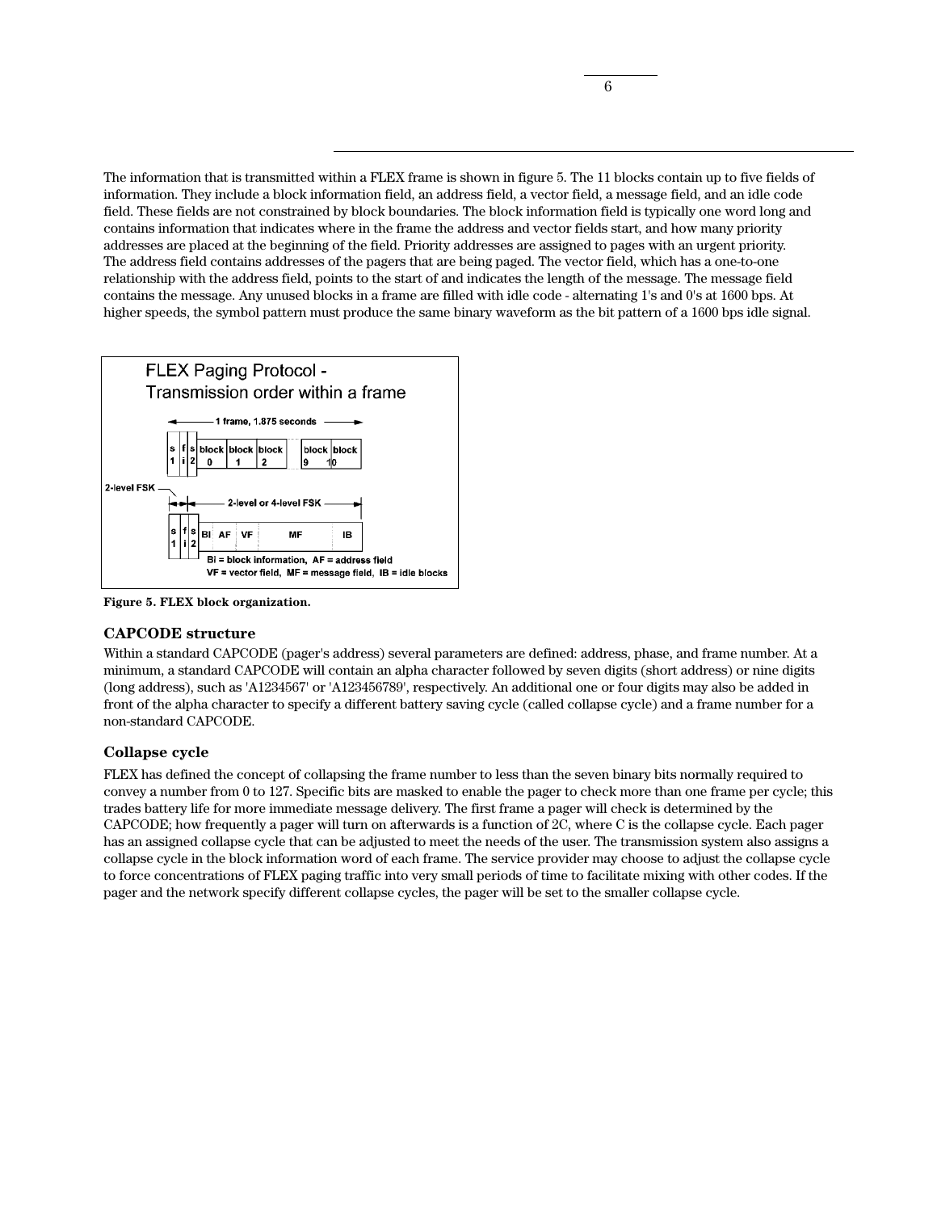The information that is transmitted within a FLEX frame is shown in figure 5. The 11 blocks contain up to five fields of information. They include a block information field, an address field, a vector field, a message field, and an idle code field. These fields are not constrained by block boundaries. The block information field is typically one word long and contains information that indicates where in the frame the address and vector fields start, and how many priority addresses are placed at the beginning of the field. Priority addresses are assigned to pages with an urgent priority. The address field contains addresses of the pagers that are being paged. The vector field, which has a one-to-one relationship with the address field, points to the start of and indicates the length of the message. The message field contains the message. Any unused blocks in a frame are filled with idle code - alternating 1's and 0's at 1600 bps. At higher speeds, the symbol pattern must produce the same binary waveform as the bit pattern of a 1600 bps idle signal.

FLEX Paging Protocol - Transmission order within a frame

1 frame, 1.875 seconds

| s1 | fi | s2 | block 0 | block 1 | block 2 | ... | block 9 | block 10 |
|---|---|---|---|---|---|---|---|---|

2-level FSK | 2-level or 4-level FSK

| s1 | fi | s2 | BI | AF | VF | MF | IB |
|---|---|---|---|---|---|---|---|

BI = block information, AF = address field
VF = vector field, MF = message field, IB = idle blocks

**Figure 5. FLEX block organization.**

### CAPCODE structure

Within a standard CAPCODE (pager's address) several parameters are defined: address, phase, and frame number. At a minimum, a standard CAPCODE will contain an alpha character followed by seven digits (short address) or nine digits (long address), such as 'A1234567' or 'A123456789', respectively. An additional one or four digits may also be added in front of the alpha character to specify a different battery saving cycle (called collapse cycle) and a frame number for a non-standard CAPCODE.

### Collapse cycle

FLEX has defined the concept of collapsing the frame number to less than the seven binary bits normally required to convey a number from 0 to 127. Specific bits are masked to enable the pager to check more than one frame per cycle; this trades battery life for more immediate message delivery. The first frame a pager will check is determined by the CAPCODE; how frequently a pager will turn on afterwards is a function of 2C, where C is the collapse cycle. Each pager has an assigned collapse cycle that can be adjusted to meet the needs of the user. The transmission system also assigns a collapse cycle in the block information word of each frame. The service provider may choose to adjust the collapse cycle to force concentrations of FLEX paging traffic into very small periods of time to facilitate mixing with other codes. If the pager and the network specify different collapse cycles, the pager will be set to the smaller collapse cycle.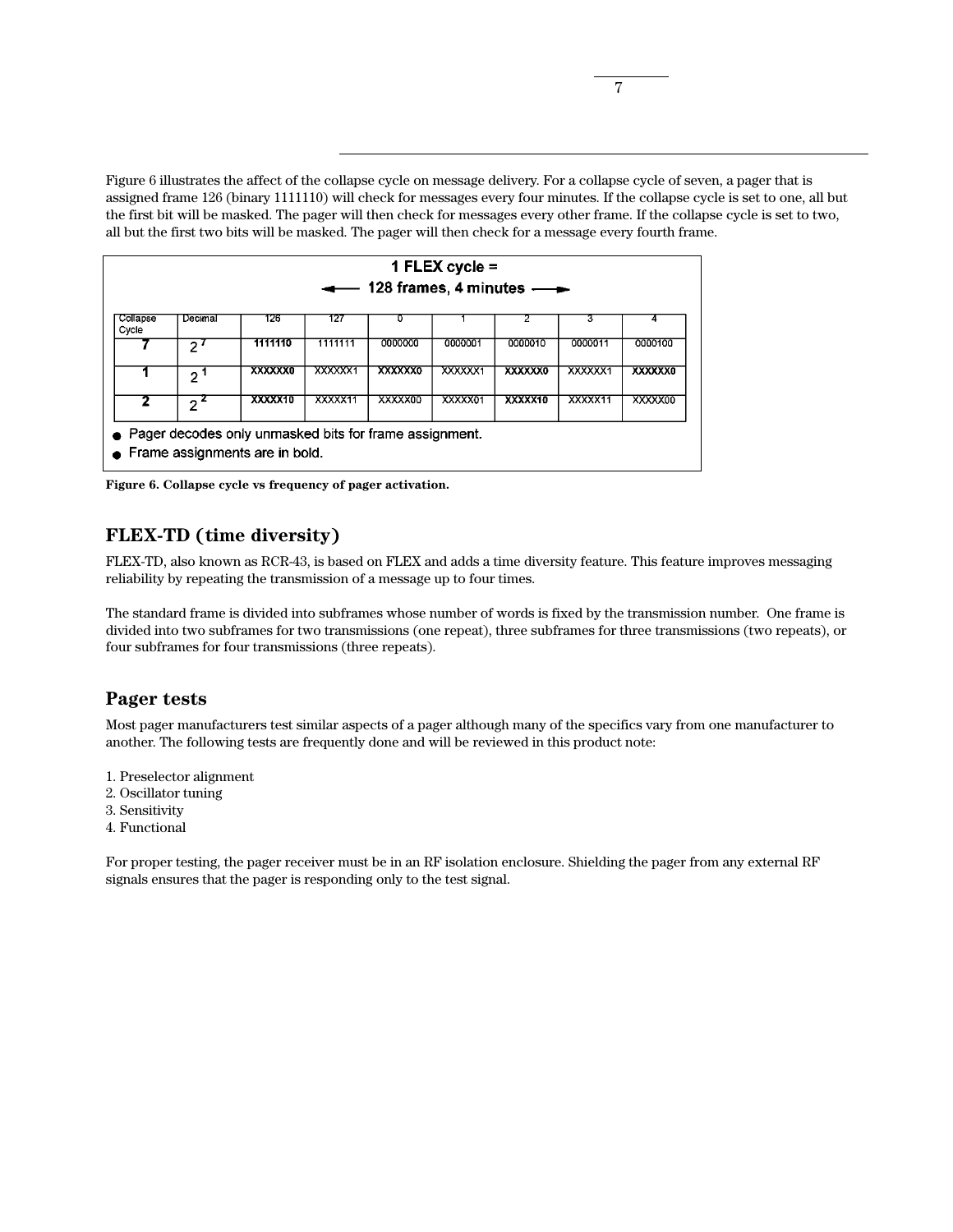Figure 6 illustrates the affect of the collapse cycle on message delivery. For a collapse cycle of seven, a pager that is assigned frame 126 (binary 1111110) will check for messages every four minutes. If the collapse cycle is set to one, all but the first bit will be masked. The pager will then check for messages every other frame. If the collapse cycle is set to two, all but the first two bits will be masked. The pager will then check for a message every fourth frame.

**1 FLEX cycle = ← 128 frames, 4 minutes →**

| Collapse Cycle | Decimal | 126 | 127 | 0 | 1 | 2 | 3 | 4 |
|---|---|---|---|---|---|---|---|---|
| **7** | $2^7$ | **1111110** | 1111111 | 0000000 | 0000001 | 0000010 | 0000011 | 0000100 |
| **1** | $2^1$ | **XXXXXX0** | XXXXXX1 | **XXXXXX0** | XXXXXX1 | **XXXXXX0** | XXXXXX1 | **XXXXXX0** |
| **2** | $2^2$ | **XXXXX10** | XXXXX11 | XXXXX00 | XXXXX01 | **XXXXX10** | XXXXX11 | XXXXX00 |

- Pager decodes only unmasked bits for frame assignment.
- Frame assignments are in bold.

**Figure 6. Collapse cycle vs frequency of pager activation.**

## FLEX-TD (time diversity)

FLEX-TD, also known as RCR-43, is based on FLEX and adds a time diversity feature. This feature improves messaging reliability by repeating the transmission of a message up to four times.

The standard frame is divided into subframes whose number of words is fixed by the transmission number. One frame is divided into two subframes for two transmissions (one repeat), three subframes for three transmissions (two repeats), or four subframes for four transmissions (three repeats).

## Pager tests

Most pager manufacturers test similar aspects of a pager although many of the specifics vary from one manufacturer to another. The following tests are frequently done and will be reviewed in this product note:

1. Preselector alignment
2. Oscillator tuning
3. Sensitivity
4. Functional

For proper testing, the pager receiver must be in an RF isolation enclosure. Shielding the pager from any external RF signals ensures that the pager is responding only to the test signal.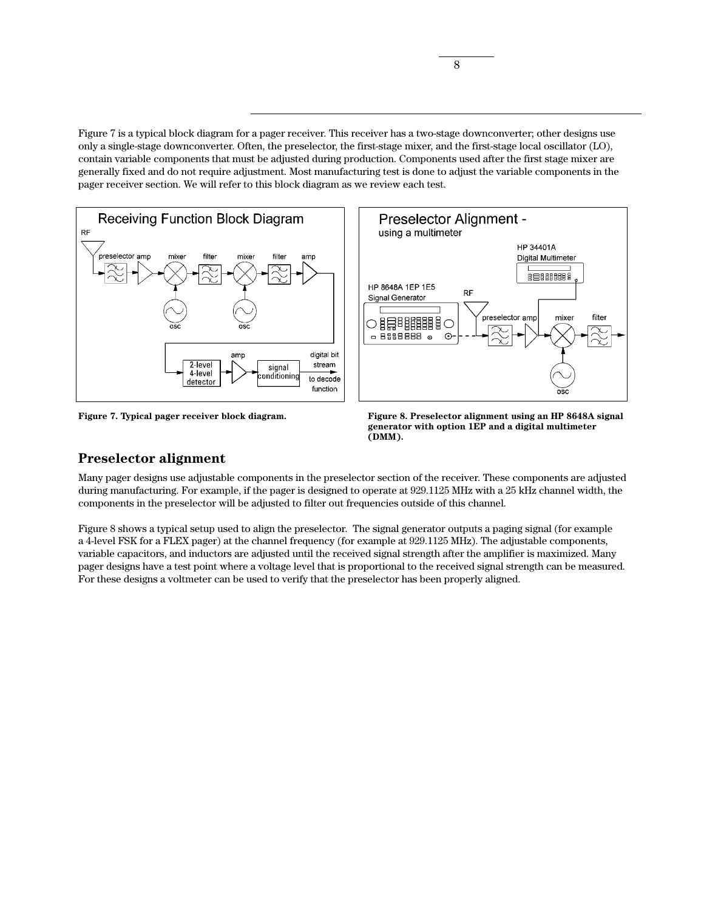Figure 7 is a typical block diagram for a pager receiver. This receiver has a two-stage downconverter; other designs use only a single-stage downconverter. Often, the preselector, the first-stage mixer, and the first-stage local oscillator (LO), contain variable components that must be adjusted during production. Components used after the first stage mixer are generally fixed and do not require adjustment. Most manufacturing test is done to adjust the variable components in the pager receiver section. We will refer to this block diagram as we review each test.

**Figure 7. Typical pager receiver block diagram.**

**Figure 8. Preselector alignment using an HP 8648A signal generator with option 1EP and a digital multimeter (DMM).**

## Preselector alignment

Many pager designs use adjustable components in the preselector section of the receiver. These components are adjusted during manufacturing. For example, if the pager is designed to operate at 929.1125 MHz with a 25 kHz channel width, the components in the preselector will be adjusted to filter out frequencies outside of this channel.

Figure 8 shows a typical setup used to align the preselector. The signal generator outputs a paging signal (for example a 4-level FSK for a FLEX pager) at the channel frequency (for example at 929.1125 MHz). The adjustable components, variable capacitors, and inductors are adjusted until the received signal strength after the amplifier is maximized. Many pager designs have a test point where a voltage level that is proportional to the received signal strength can be measured. For these designs a voltmeter can be used to verify that the preselector has been properly aligned.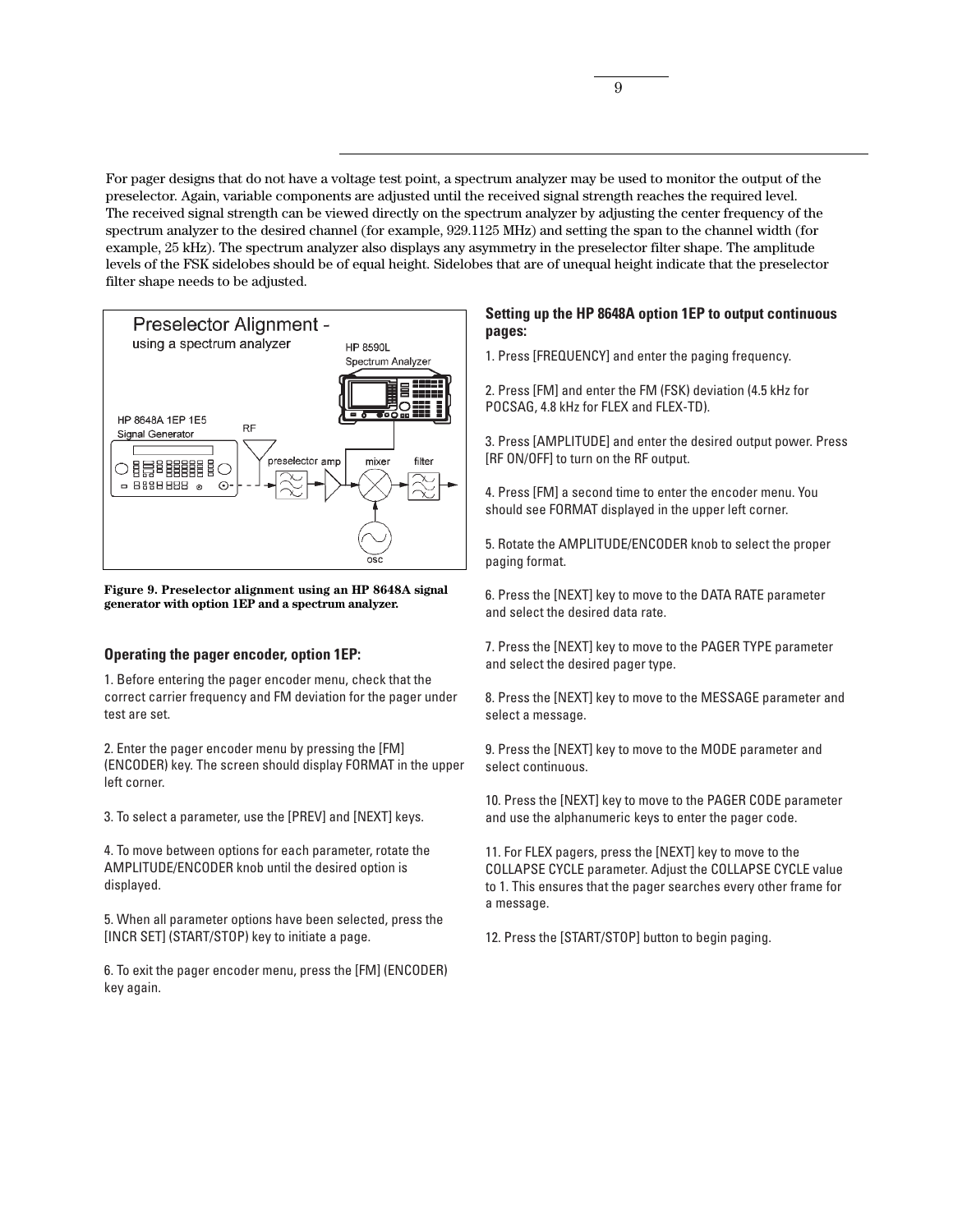For pager designs that do not have a voltage test point, a spectrum analyzer may be used to monitor the output of the preselector. Again, variable components are adjusted until the received signal strength reaches the required level. The received signal strength can be viewed directly on the spectrum analyzer by adjusting the center frequency of the spectrum analyzer to the desired channel (for example, 929.1125 MHz) and setting the span to the channel width (for example, 25 kHz). The spectrum analyzer also displays any asymmetry in the preselector filter shape. The amplitude levels of the FSK sidelobes should be of equal height. Sidelobes that are of unequal height indicate that the preselector filter shape needs to be adjusted.

**Figure 9. Preselector alignment using an HP 8648A signal generator with option 1EP and a spectrum analyzer.**

### Operating the pager encoder, option 1EP:

1. Before entering the pager encoder menu, check that the correct carrier frequency and FM deviation for the pager under test are set.

2. Enter the pager encoder menu by pressing the [FM] (ENCODER) key. The screen should display FORMAT in the upper left corner.

3. To select a parameter, use the [PREV] and [NEXT] keys.

4. To move between options for each parameter, rotate the AMPLITUDE/ENCODER knob until the desired option is displayed.

5. When all parameter options have been selected, press the [INCR SET] (START/STOP) key to initiate a page.

6. To exit the pager encoder menu, press the [FM] (ENCODER) key again.

### Setting up the HP 8648A option 1EP to output continuous pages:

1. Press [FREQUENCY] and enter the paging frequency.

2. Press [FM] and enter the FM (FSK) deviation (4.5 kHz for POCSAG, 4.8 kHz for FLEX and FLEX-TD).

3. Press [AMPLITUDE] and enter the desired output power. Press [RF ON/OFF] to turn on the RF output.

4. Press [FM] a second time to enter the encoder menu. You should see FORMAT displayed in the upper left corner.

5. Rotate the AMPLITUDE/ENCODER knob to select the proper paging format.

6. Press the [NEXT] key to move to the DATA RATE parameter and select the desired data rate.

7. Press the [NEXT] key to move to the PAGER TYPE parameter and select the desired pager type.

8. Press the [NEXT] key to move to the MESSAGE parameter and select a message.

9. Press the [NEXT] key to move to the MODE parameter and select continuous.

10. Press the [NEXT] key to move to the PAGER CODE parameter and use the alphanumeric keys to enter the pager code.

11. For FLEX pagers, press the [NEXT] key to move to the COLLAPSE CYCLE parameter. Adjust the COLLAPSE CYCLE value to 1. This ensures that the pager searches every other frame for a message.

12. Press the [START/STOP] button to begin paging.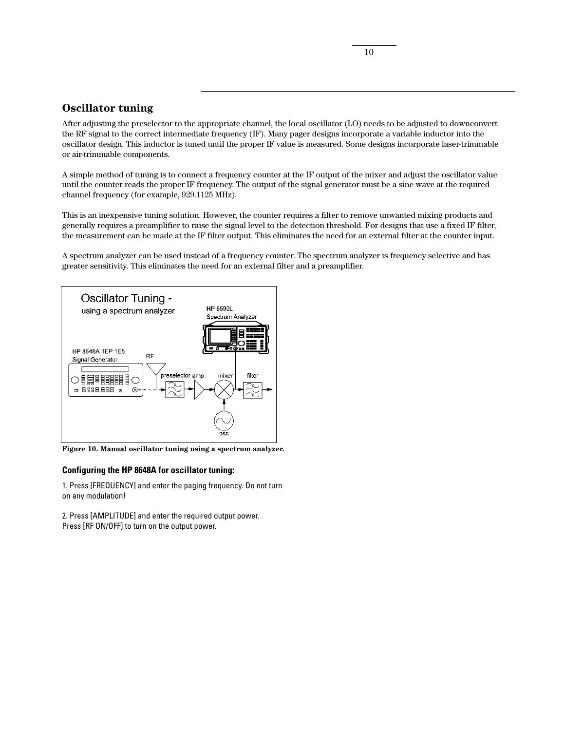## Oscillator tuning

After adjusting the preselector to the appropriate channel, the local oscillator (LO) needs to be adjusted to downconvert the RF signal to the correct intermediate frequency (IF). Many pager designs incorporate a variable inductor into the oscillator design. This inductor is tuned until the proper IF value is measured. Some designs incorporate laser-trimmable or air-trimmable components.

A simple method of tuning is to connect a frequency counter at the IF output of the mixer and adjust the oscillator value until the counter reads the proper IF frequency. The output of the signal generator must be a sine wave at the required channel frequency (for example, 929.1125 MHz).

This is an inexpensive tuning solution. However, the counter requires a filter to remove unwanted mixing products and generally requires a preamplifier to raise the signal level to the detection threshold. For designs that use a fixed IF filter, the measurement can be made at the IF filter output. This eliminates the need for an external filter at the counter input.

A spectrum analyzer can be used instead of a frequency counter. The spectrum analyzer is frequency selective and has greater sensitivity. This eliminates the need for an external filter and a preamplifier.

**Figure 10. Manual oscillator tuning using a spectrum analyzer.**

### Configuring the HP 8648A for oscillator tuning:

1. Press [FREQUENCY] and enter the paging frequency. Do not turn on any modulation!

2. Press [AMPLITUDE] and enter the required output power. Press [RF ON/OFF] to turn on the output power.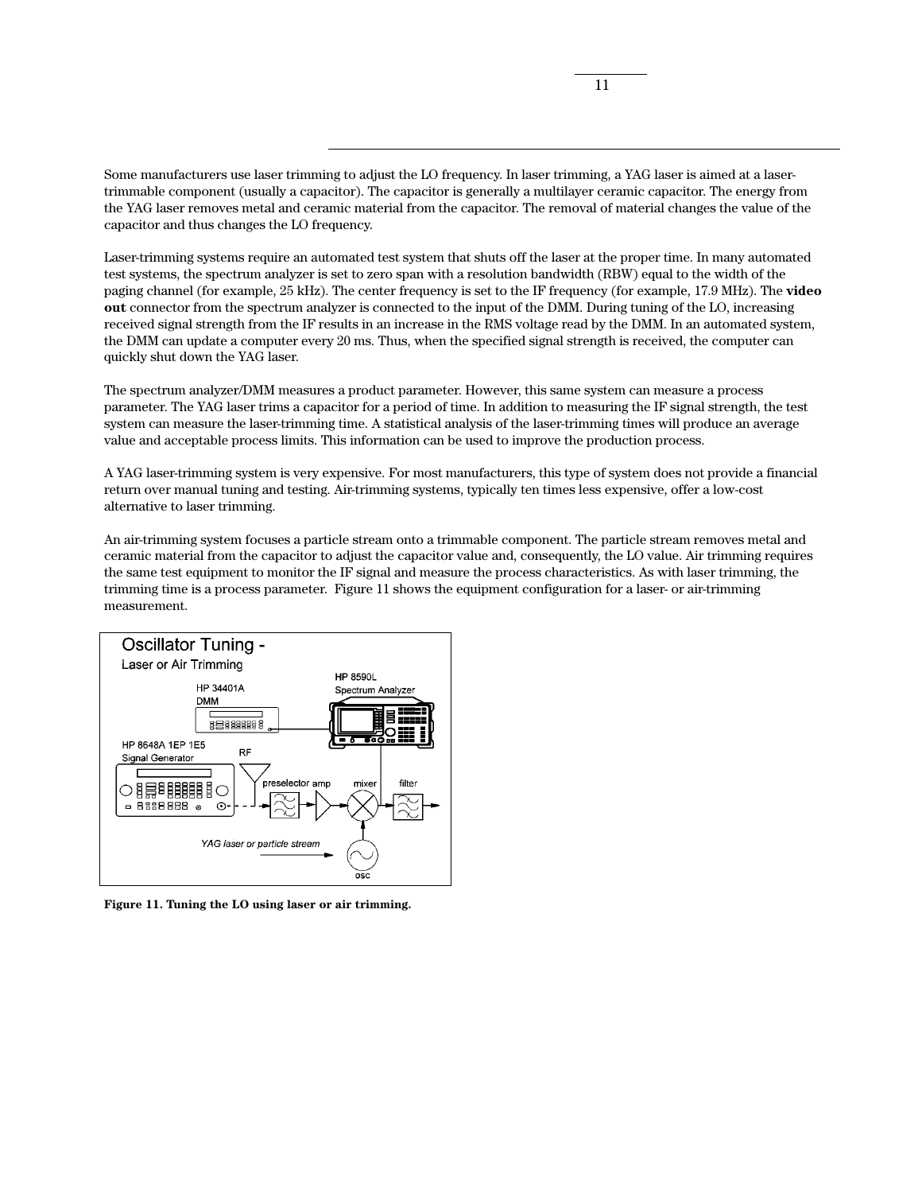Some manufacturers use laser trimming to adjust the LO frequency. In laser trimming, a YAG laser is aimed at a laser-trimmable component (usually a capacitor). The capacitor is generally a multilayer ceramic capacitor. The energy from the YAG laser removes metal and ceramic material from the capacitor. The removal of material changes the value of the capacitor and thus changes the LO frequency.

Laser-trimming systems require an automated test system that shuts off the laser at the proper time. In many automated test systems, the spectrum analyzer is set to zero span with a resolution bandwidth (RBW) equal to the width of the paging channel (for example, 25 kHz). The center frequency is set to the IF frequency (for example, 17.9 MHz). The **video out** connector from the spectrum analyzer is connected to the input of the DMM. During tuning of the LO, increasing received signal strength from the IF results in an increase in the RMS voltage read by the DMM. In an automated system, the DMM can update a computer every 20 ms. Thus, when the specified signal strength is received, the computer can quickly shut down the YAG laser.

The spectrum analyzer/DMM measures a product parameter. However, this same system can measure a process parameter. The YAG laser trims a capacitor for a period of time. In addition to measuring the IF signal strength, the test system can measure the laser-trimming time. A statistical analysis of the laser-trimming times will produce an average value and acceptable process limits. This information can be used to improve the production process.

A YAG laser-trimming system is very expensive. For most manufacturers, this type of system does not provide a financial return over manual tuning and testing. Air-trimming systems, typically ten times less expensive, offer a low-cost alternative to laser trimming.

An air-trimming system focuses a particle stream onto a trimmable component. The particle stream removes metal and ceramic material from the capacitor to adjust the capacitor value and, consequently, the LO value. Air trimming requires the same test equipment to monitor the IF signal and measure the process characteristics. As with laser trimming, the trimming time is a process parameter. Figure 11 shows the equipment configuration for a laser- or air-trimming measurement.

Oscillator Tuning - Laser or Air Trimming

HP 34401A DMM

HP 8590L Spectrum Analyzer

HP 8648A 1EP 1E5 Signal Generator

RF

preselector amp mixer filter

YAG laser or particle stream

osc

**Figure 11. Tuning the LO using laser or air trimming.**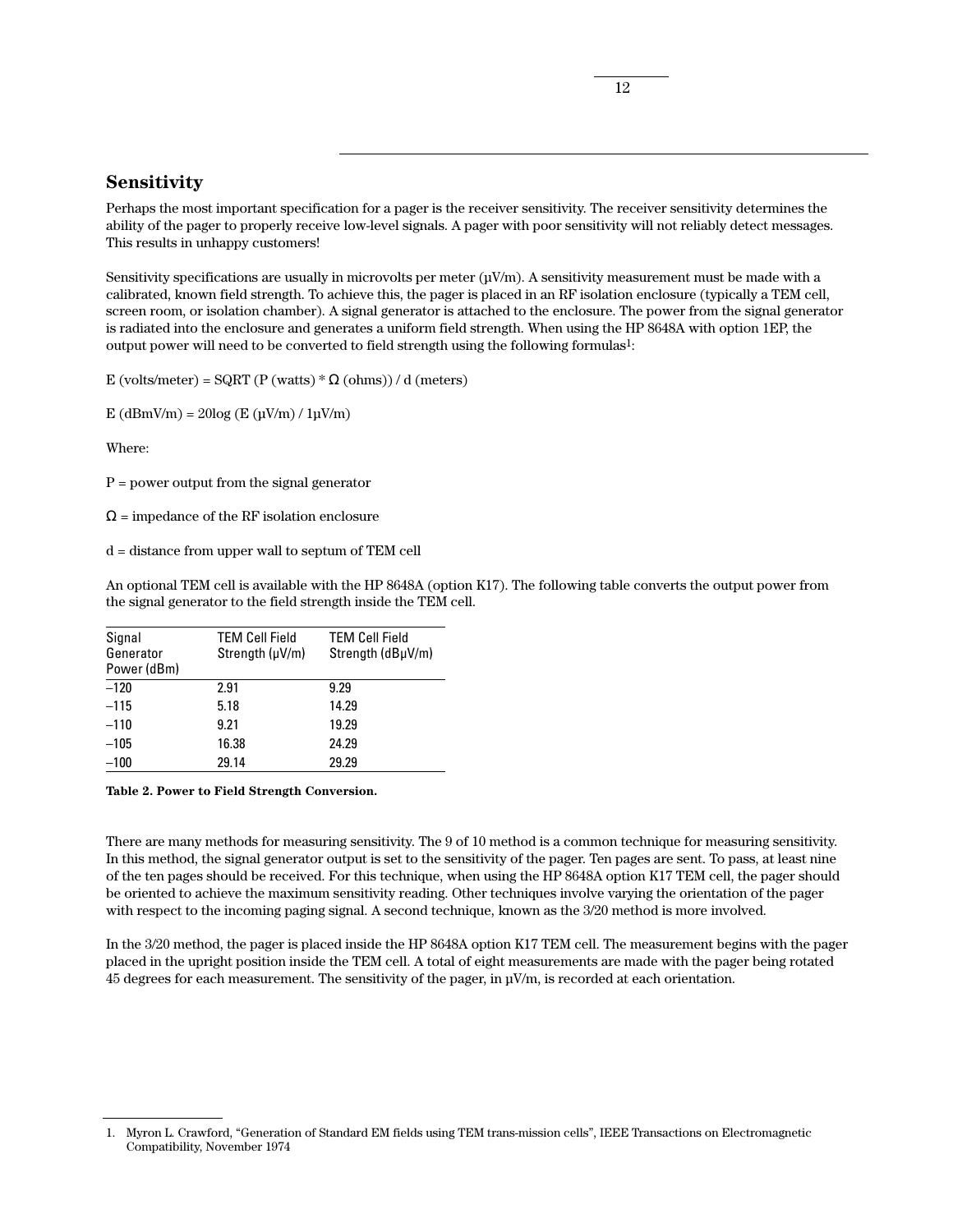## Sensitivity

Perhaps the most important specification for a pager is the receiver sensitivity. The receiver sensitivity determines the ability of the pager to properly receive low-level signals. A pager with poor sensitivity will not reliably detect messages. This results in unhappy customers!

Sensitivity specifications are usually in microvolts per meter (µV/m). A sensitivity measurement must be made with a calibrated, known field strength. To achieve this, the pager is placed in an RF isolation enclosure (typically a TEM cell, screen room, or isolation chamber). A signal generator is attached to the enclosure. The power from the signal generator is radiated into the enclosure and generates a uniform field strength. When using the HP 8648A with option 1EP, the output power will need to be converted to field strength using the following formulas[1]:

E (volts/meter) = SQRT (P (watts) * Ω (ohms)) / d (meters)

E (dBmV/m) = 20log (E (µV/m) / 1µV/m)

Where:

P = power output from the signal generator

Ω = impedance of the RF isolation enclosure

d = distance from upper wall to septum of TEM cell

An optional TEM cell is available with the HP 8648A (option K17). The following table converts the output power from the signal generator to the field strength inside the TEM cell.

| Signal Generator Power (dBm) | TEM Cell Field Strength (µV/m) | TEM Cell Field Strength (dBµV/m) |
|---|---|---|
| –120 | 2.91 | 9.29 |
| –115 | 5.18 | 14.29 |
| –110 | 9.21 | 19.29 |
| –105 | 16.38 | 24.29 |
| –100 | 29.14 | 29.29 |

**Table 2. Power to Field Strength Conversion.**

There are many methods for measuring sensitivity. The 9 of 10 method is a common technique for measuring sensitivity. In this method, the signal generator output is set to the sensitivity of the pager. Ten pages are sent. To pass, at least nine of the ten pages should be received. For this technique, when using the HP 8648A option K17 TEM cell, the pager should be oriented to achieve the maximum sensitivity reading. Other techniques involve varying the orientation of the pager with respect to the incoming paging signal. A second technique, known as the 3/20 method is more involved.

In the 3/20 method, the pager is placed inside the HP 8648A option K17 TEM cell. The measurement begins with the pager placed in the upright position inside the TEM cell. A total of eight measurements are made with the pager being rotated 45 degrees for each measurement. The sensitivity of the pager, in µV/m, is recorded at each orientation.

1. Myron L. Crawford, "Generation of Standard EM fields using TEM trans-mission cells", IEEE Transactions on Electromagnetic Compatibility, November 1974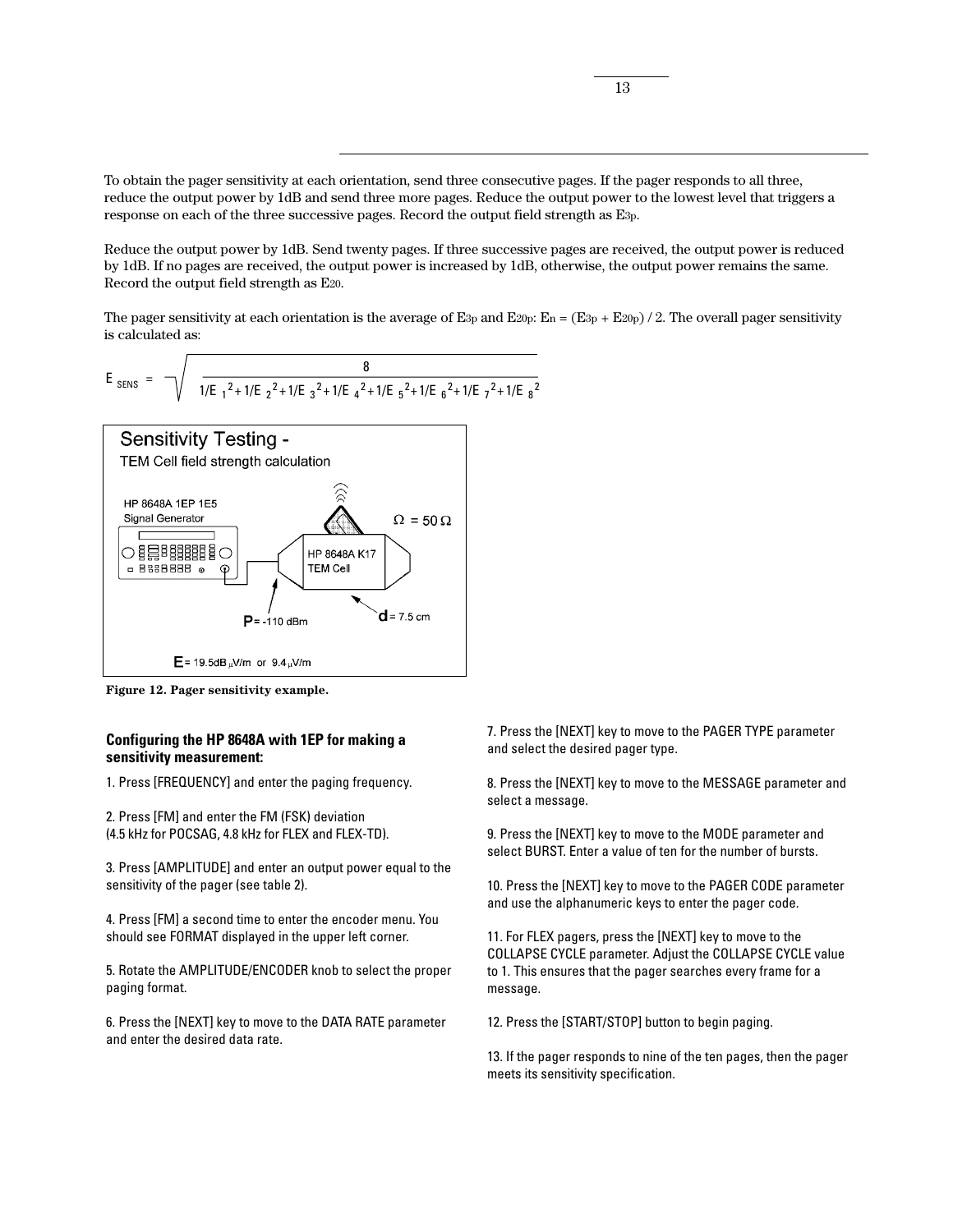To obtain the pager sensitivity at each orientation, send three consecutive pages. If the pager responds to all three, reduce the output power by 1dB and send three more pages. Reduce the output power to the lowest level that triggers a response on each of the three successive pages. Record the output field strength as $E_{3p}$.

Reduce the output power by 1dB. Send twenty pages. If three successive pages are received, the output power is reduced by 1dB. If no pages are received, the output power is increased by 1dB, otherwise, the output power remains the same. Record the output field strength as $E_{20}$.

The pager sensitivity at each orientation is the average of $E_{3p}$ and $E_{20p}$: $E_n = (E_{3p} + E_{20p}) / 2$. The overall pager sensitivity is calculated as:

$$E_{SENS} = \sqrt{\frac{8}{1/E_1^2 + 1/E_2^2 + 1/E_3^2 + 1/E_4^2 + 1/E_5^2 + 1/E_6^2 + 1/E_7^2 + 1/E_8^2}}$$

**Sensitivity Testing -**
TEM Cell field strength calculation

HP 8648A 1EP 1E5 Signal Generator — HP 8648A K17 TEM Cell — $\Omega = 50\,\Omega$

**P** = -110 dBm — **d** = 7.5 cm

**E** = 19.5dB µV/m or 9.4 µV/m

**Figure 12. Pager sensitivity example.**

### Configuring the HP 8648A with 1EP for making a sensitivity measurement:

1. Press [FREQUENCY] and enter the paging frequency.

2. Press [FM] and enter the FM (FSK) deviation (4.5 kHz for POCSAG, 4.8 kHz for FLEX and FLEX-TD).

3. Press [AMPLITUDE] and enter an output power equal to the sensitivity of the pager (see table 2).

4. Press [FM] a second time to enter the encoder menu. You should see FORMAT displayed in the upper left corner.

5. Rotate the AMPLITUDE/ENCODER knob to select the proper paging format.

6. Press the [NEXT] key to move to the DATA RATE parameter and enter the desired data rate.

7. Press the [NEXT] key to move to the PAGER TYPE parameter and select the desired pager type.

8. Press the [NEXT] key to move to the MESSAGE parameter and select a message.

9. Press the [NEXT] key to move to the MODE parameter and select BURST. Enter a value of ten for the number of bursts.

10. Press the [NEXT] key to move to the PAGER CODE parameter and use the alphanumeric keys to enter the pager code.

11. For FLEX pagers, press the [NEXT] key to move to the COLLAPSE CYCLE parameter. Adjust the COLLAPSE CYCLE value to 1. This ensures that the pager searches every frame for a message.

12. Press the [START/STOP] button to begin paging.

13. If the pager responds to nine of the ten pages, then the pager meets its sensitivity specification.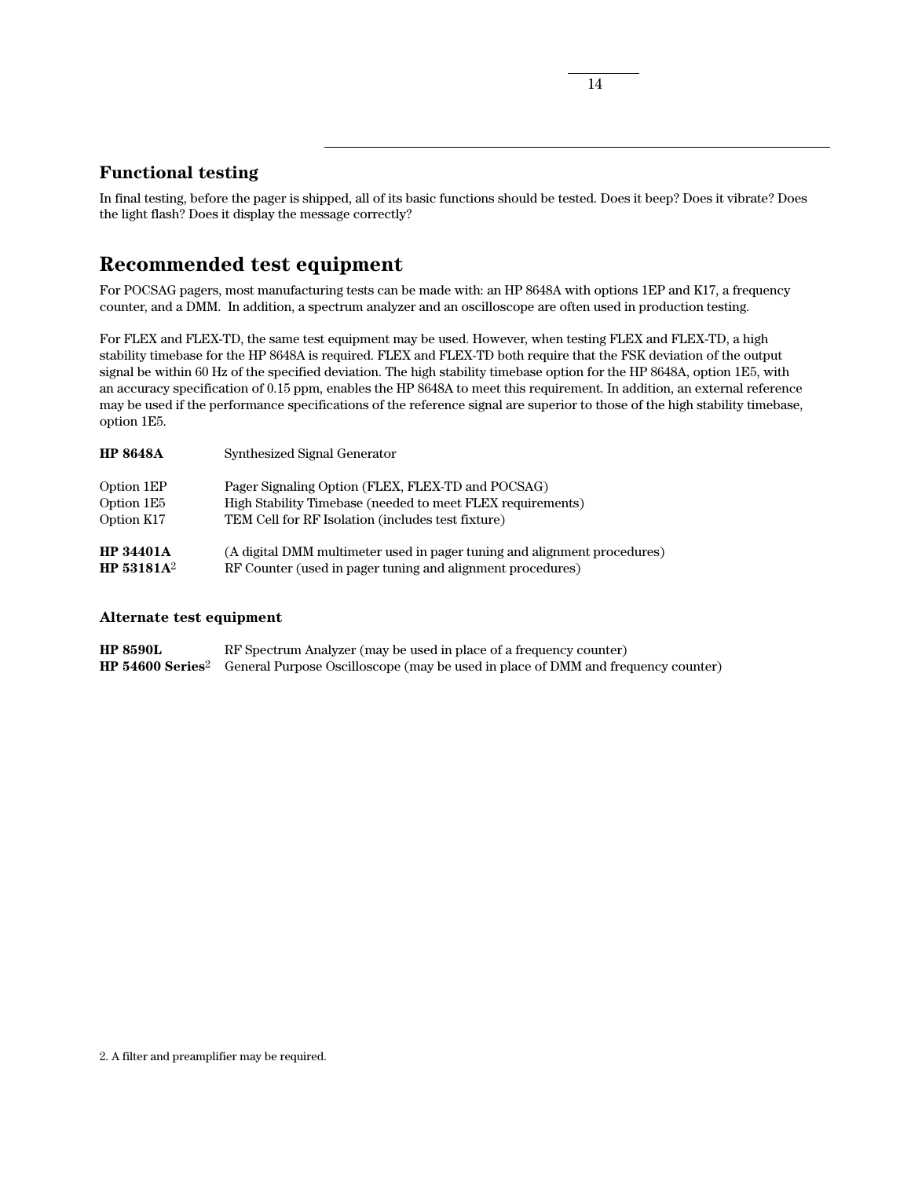## Functional testing

In final testing, before the pager is shipped, all of its basic functions should be tested. Does it beep? Does it vibrate? Does the light flash? Does it display the message correctly?

# Recommended test equipment

For POCSAG pagers, most manufacturing tests can be made with: an HP 8648A with options 1EP and K17, a frequency counter, and a DMM. In addition, a spectrum analyzer and an oscilloscope are often used in production testing.

For FLEX and FLEX-TD, the same test equipment may be used. However, when testing FLEX and FLEX-TD, a high stability timebase for the HP 8648A is required. FLEX and FLEX-TD both require that the FSK deviation of the output signal be within 60 Hz of the specified deviation. The high stability timebase option for the HP 8648A, option 1E5, with an accuracy specification of 0.15 ppm, enables the HP 8648A to meet this requirement. In addition, an external reference may be used if the performance specifications of the reference signal are superior to those of the high stability timebase, option 1E5.

**HP 8648A** Synthesized Signal Generator

Option 1EP Pager Signaling Option (FLEX, FLEX-TD and POCSAG)
Option 1E5 High Stability Timebase (needed to meet FLEX requirements)
Option K17 TEM Cell for RF Isolation (includes test fixture)

**HP 34401A** (A digital DMM multimeter used in pager tuning and alignment procedures)
**HP 53181A**[2] RF Counter (used in pager tuning and alignment procedures)

### Alternate test equipment

**HP 8590L** RF Spectrum Analyzer (may be used in place of a frequency counter)
**HP 54600 Series**[2] General Purpose Oscilloscope (may be used in place of DMM and frequency counter)

2. A filter and preamplifier may be required.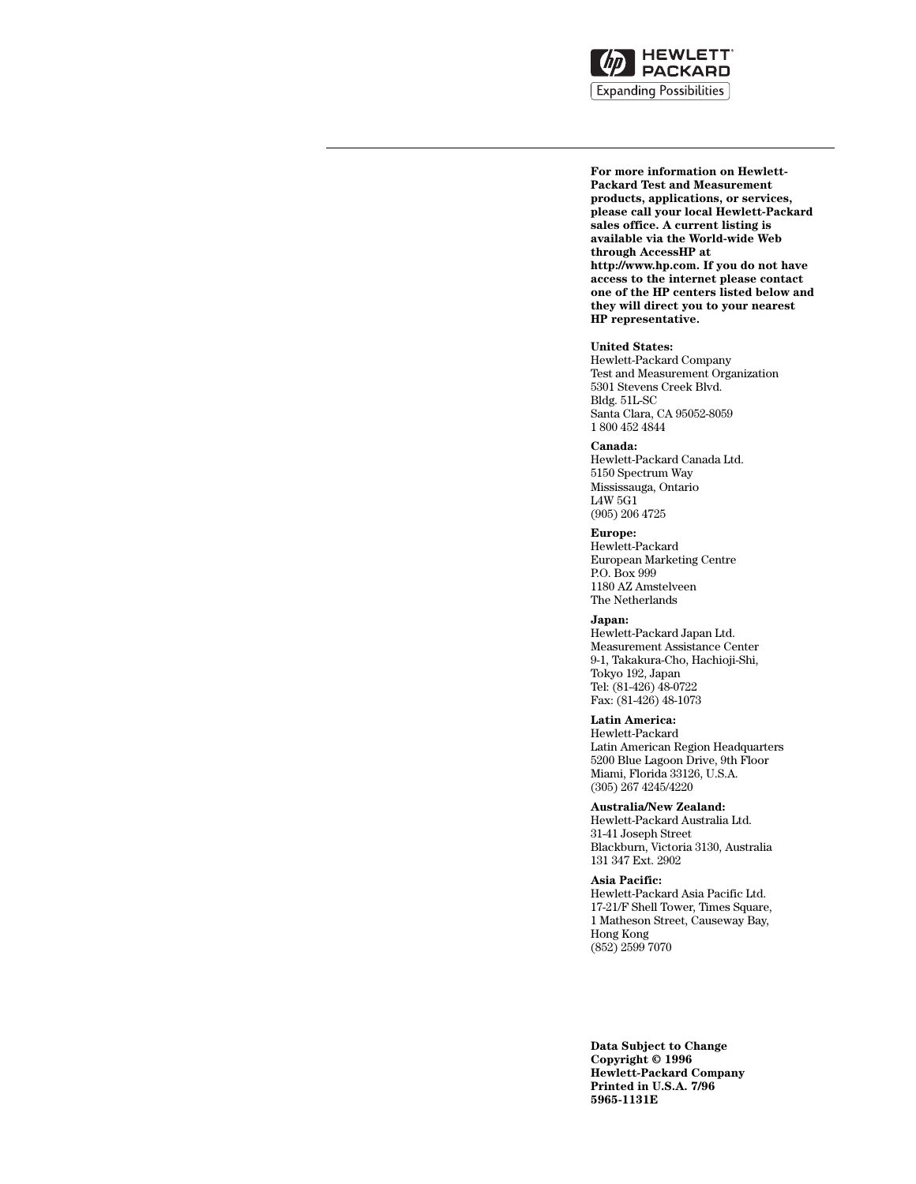HEWLETT PACKARD

Expanding Possibilities

**For more information on Hewlett-Packard Test and Measurement products, applications, or services, please call your local Hewlett-Packard sales office. A current listing is available via the World-wide Web through AccessHP at http://www.hp.com. If you do not have access to the internet please contact one of the HP centers listed below and they will direct you to your nearest HP representative.**

**United States:**
Hewlett-Packard Company
Test and Measurement Organization
5301 Stevens Creek Blvd.
Bldg. 51L-SC
Santa Clara, CA 95052-8059
1 800 452 4844

**Canada:**
Hewlett-Packard Canada Ltd.
5150 Spectrum Way
Mississauga, Ontario
L4W 5G1
(905) 206 4725

**Europe:**
Hewlett-Packard
European Marketing Centre
P.O. Box 999
1180 AZ Amstelveen
The Netherlands

**Japan:**
Hewlett-Packard Japan Ltd.
Measurement Assistance Center
9-1, Takakura-Cho, Hachioji-Shi,
Tokyo 192, Japan
Tel: (81-426) 48-0722
Fax: (81-426) 48-1073

**Latin America:**
Hewlett-Packard
Latin American Region Headquarters
5200 Blue Lagoon Drive, 9th Floor
Miami, Florida 33126, U.S.A.
(305) 267 4245/4220

**Australia/New Zealand:**
Hewlett-Packard Australia Ltd.
31-41 Joseph Street
Blackburn, Victoria 3130, Australia
131 347 Ext. 2902

**Asia Pacific:**
Hewlett-Packard Asia Pacific Ltd.
17-21/F Shell Tower, Times Square,
1 Matheson Street, Causeway Bay,
Hong Kong
(852) 2599 7070

**Data Subject to Change**
**Copyright © 1996**
**Hewlett-Packard Company**
**Printed in U.S.A. 7/96**
**5965-1131E**